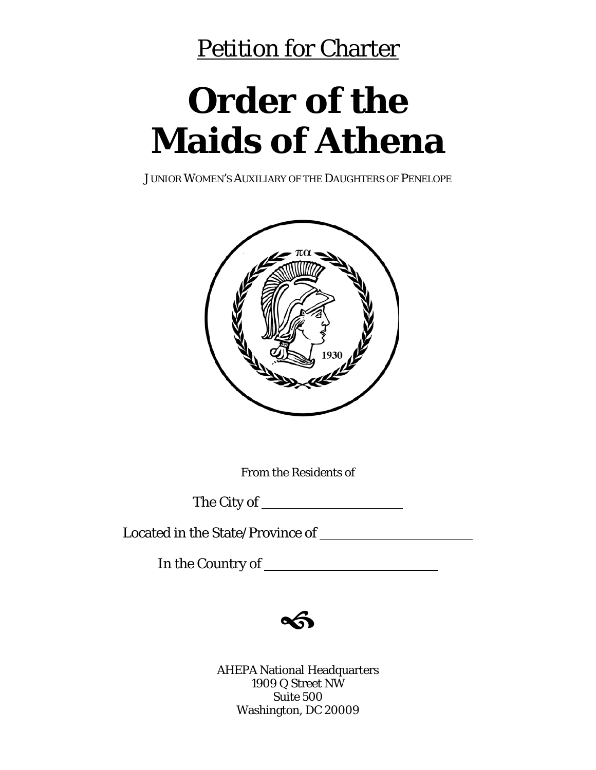Petition for Charter

# Order of the Maids of Athena

JUNIOR WOMEN'S AUXILIARY OF THE DAUGHTERS OF PENELOPE

From the Residents of

The City of ____________________

Located in the State/Province of ____________________

In the Country of ____________________

AHEPA National Headquarters
1909 Q Street NW
Suite 500
Washington, DC 20009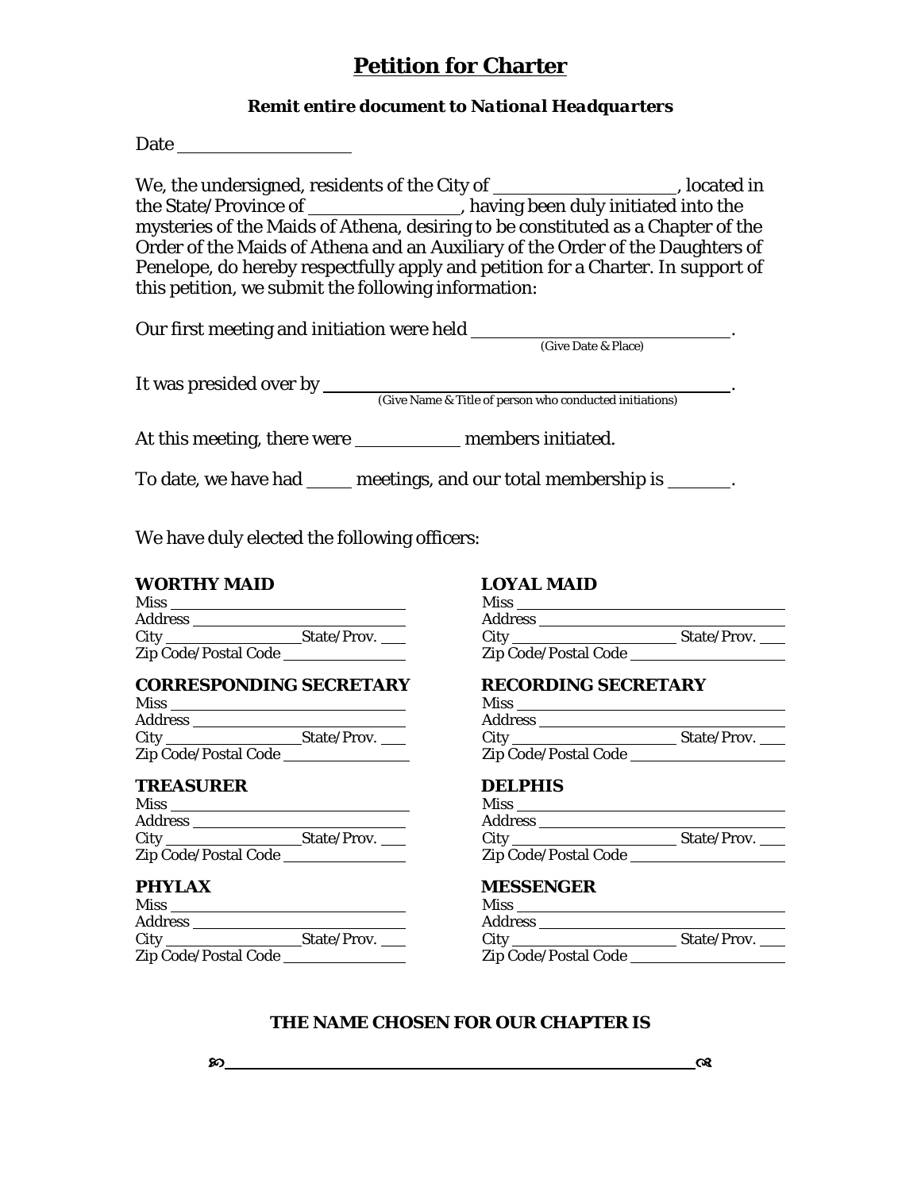# Petition for Charter

### *Remit entire document to National Headquarters*

Date ____________________

We, the undersigned, residents of the City of ____________________, located in the State/Province of ________________, having been duly initiated into the mysteries of the Maids of Athena, desiring to be constituted as a Chapter of the Order of the Maids of Athena and an Auxiliary of the Order of the Daughters of Penelope, do hereby respectfully apply and petition for a Charter. In support of this petition, we submit the following information:

Our first meeting and initiation were held ______________________________.
(Give Date & Place)

It was presided over by ______________________________________________.
(Give Name & Title of person who conducted initiations)

At this meeting, there were ____________ members initiated.

To date, we have had _____ meetings, and our total membership is _______.

We have duly elected the following officers:

**WORTHY MAID**
Miss ______________________________
Address ____________________________
City _________________ State/Prov. ___
Zip Code/Postal Code ________________

**LOYAL MAID**
Miss ______________________________
Address ____________________________
City _________________ State/Prov. ___
Zip Code/Postal Code ________________

**CORRESPONDING SECRETARY**
Miss ______________________________
Address ____________________________
City _________________ State/Prov. ___
Zip Code/Postal Code ________________

**RECORDING SECRETARY**
Miss ______________________________
Address ____________________________
City _________________ State/Prov. ___
Zip Code/Postal Code ________________

**TREASURER**
Miss ______________________________
Address ____________________________
City _________________ State/Prov. ___
Zip Code/Postal Code ________________

**DELPHIS**
Miss ______________________________
Address ____________________________
City _________________ State/Prov. ___
Zip Code/Postal Code ________________

**PHYLAX**
Miss ______________________________
Address ____________________________
City _________________ State/Prov. ___
Zip Code/Postal Code ________________

**MESSENGER**
Miss ______________________________
Address ____________________________
City _________________ State/Prov. ___
Zip Code/Postal Code ________________

**THE NAME CHOSEN FOR OUR CHAPTER IS**

________________________________________________________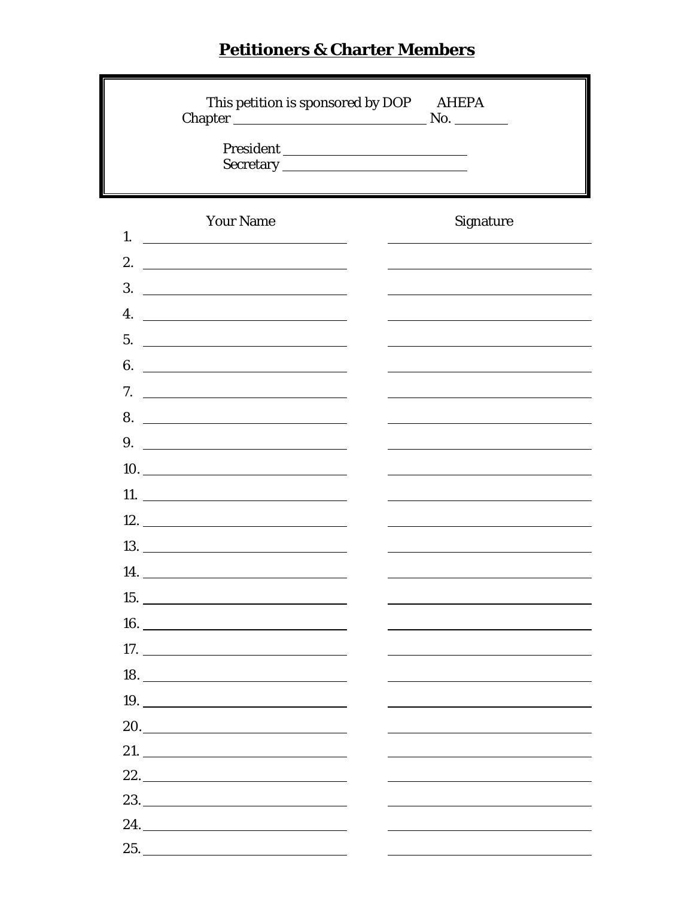## **Petitioners & Charter Members**

This petition is sponsored by DOP AHEPA
Chapter ____________________________ No. ________

President ____________________________
Secretary ____________________________

| | Your Name | Signature |
|---|---|---|
| 1. | | |
| 2. | | |
| 3. | | |
| 4. | | |
| 5. | | |
| 6. | | |
| 7. | | |
| 8. | | |
| 9. | | |
| 10. | | |
| 11. | | |
| 12. | | |
| 13. | | |
| 14. | | |
| 15. | | |
| 16. | | |
| 17. | | |
| 18. | | |
| 19. | | |
| 20. | | |
| 21. | | |
| 22. | | |
| 23. | | |
| 24. | | |
| 25. | | |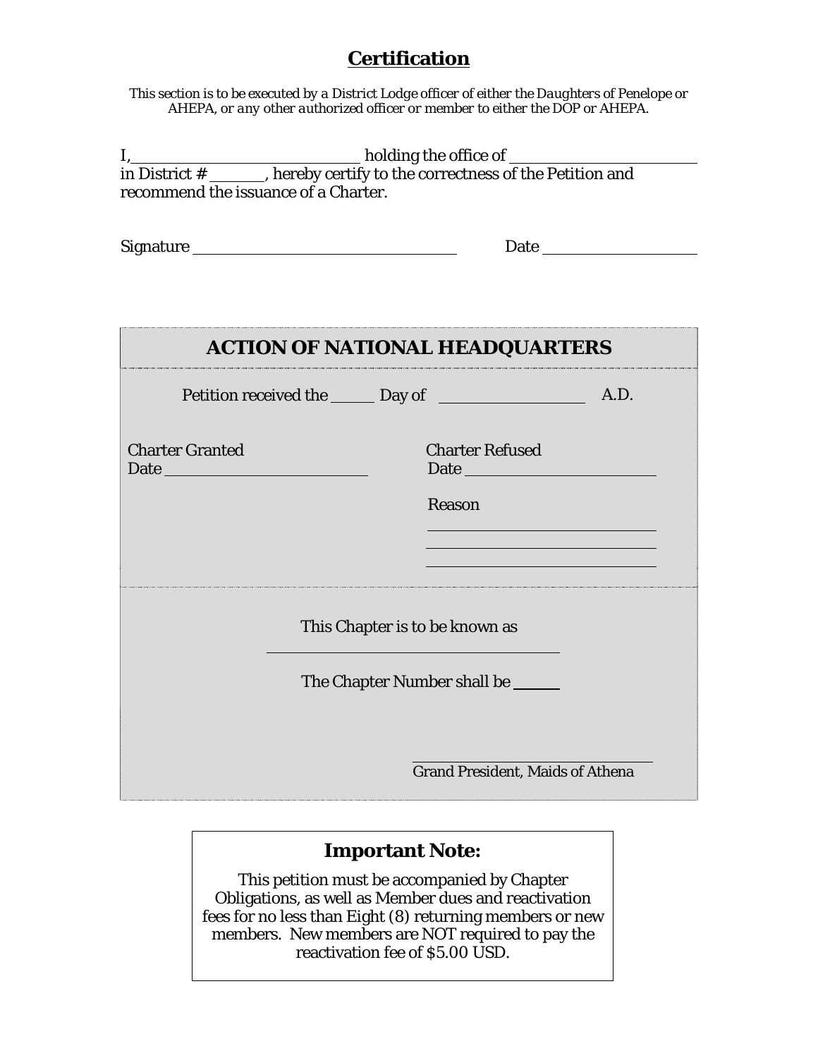## Certification

*This section is to be executed by a District Lodge officer of either the Daughters of Penelope or AHEPA, or any other authorized officer or member to either the DOP or AHEPA.*

I, ____________________________ holding the office of ________________________ in District # _______, hereby certify to the correctness of the Petition and recommend the issuance of a Charter.

Signature ________________________________ Date ___________________

### ACTION OF NATIONAL HEADQUARTERS

Petition received the _____ Day of __________________ A.D.

Charter Granted
Date ________________________

Charter Refused
Date ________________________

Reason
____________________________
____________________________
____________________________

This Chapter is to be known as

____________________________________

The Chapter Number shall be ______

______________________________
Grand President, Maids of Athena

### Important Note:

This petition must be accompanied by Chapter Obligations, as well as Member dues and reactivation fees for no less than Eight (8) returning members or new members. New members are NOT required to pay the reactivation fee of $5.00 USD.